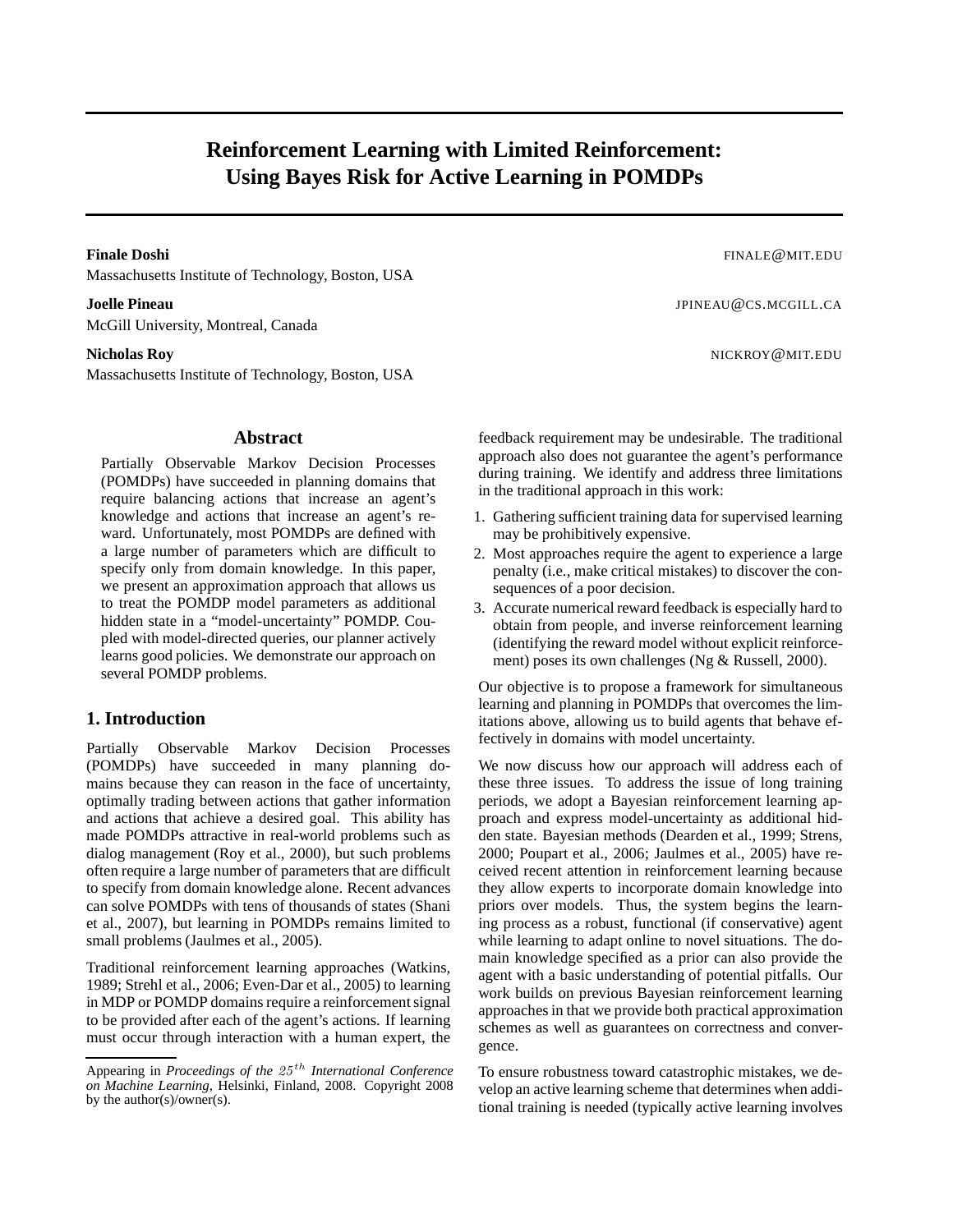# Reinforcement Learning with Limited Reinforcement: Using Bayes Risk for Active Learning in POMDPs

**Finale Doshi** FINALE@MIT.EDU
Massachusetts Institute of Technology, Boston, USA

**Joelle Pineau** JPINEAU@CS.MCGILL.CA
McGill University, Montreal, Canada

**Nicholas Roy** NICKROY@MIT.EDU
Massachusetts Institute of Technology, Boston, USA

## Abstract

Partially Observable Markov Decision Processes (POMDPs) have succeeded in planning domains that require balancing actions that increase an agent's knowledge and actions that increase an agent's reward. Unfortunately, most POMDPs are defined with a large number of parameters which are difficult to specify only from domain knowledge. In this paper, we present an approximation approach that allows us to treat the POMDP model parameters as additional hidden state in a "model-uncertainty" POMDP. Coupled with model-directed queries, our planner actively learns good policies. We demonstrate our approach on several POMDP problems.

## 1. Introduction

Partially Observable Markov Decision Processes (POMDPs) have succeeded in many planning domains because they can reason in the face of uncertainty, optimally trading between actions that gather information and actions that achieve a desired goal. This ability has made POMDPs attractive in real-world problems such as dialog management (Roy et al., 2000), but such problems often require a large number of parameters that are difficult to specify from domain knowledge alone. Recent advances can solve POMDPs with tens of thousands of states (Shani et al., 2007), but learning in POMDPs remains limited to small problems (Jaulmes et al., 2005).

Traditional reinforcement learning approaches (Watkins, 1989; Strehl et al., 2006; Even-Dar et al., 2005) to learning in MDP or POMDP domains require a reinforcement signal to be provided after each of the agent's actions. If learning must occur through interaction with a human expert, the feedback requirement may be undesirable. The traditional approach also does not guarantee the agent's performance during training. We identify and address three limitations in the traditional approach in this work:

1. Gathering sufficient training data for supervised learning may be prohibitively expensive.
2. Most approaches require the agent to experience a large penalty (i.e., make critical mistakes) to discover the consequences of a poor decision.
3. Accurate numerical reward feedback is especially hard to obtain from people, and inverse reinforcement learning (identifying the reward model without explicit reinforcement) poses its own challenges (Ng & Russell, 2000).

Our objective is to propose a framework for simultaneous learning and planning in POMDPs that overcomes the limitations above, allowing us to build agents that behave effectively in domains with model uncertainty.

We now discuss how our approach will address each of these three issues. To address the issue of long training periods, we adopt a Bayesian reinforcement learning approach and express model-uncertainty as additional hidden state. Bayesian methods (Dearden et al., 1999; Strens, 2000; Poupart et al., 2006; Jaulmes et al., 2005) have received recent attention in reinforcement learning because they allow experts to incorporate domain knowledge into priors over models. Thus, the system begins the learning process as a robust, functional (if conservative) agent while learning to adapt online to novel situations. The domain knowledge specified as a prior can also provide the agent with a basic understanding of potential pitfalls. Our work builds on previous Bayesian reinforcement learning approaches in that we provide both practical approximation schemes as well as guarantees on correctness and convergence.

To ensure robustness toward catastrophic mistakes, we develop an active learning scheme that determines when additional training is needed (typically active learning involves

Appearing in *Proceedings of the $25^{th}$ International Conference on Machine Learning*, Helsinki, Finland, 2008. Copyright 2008 by the author(s)/owner(s).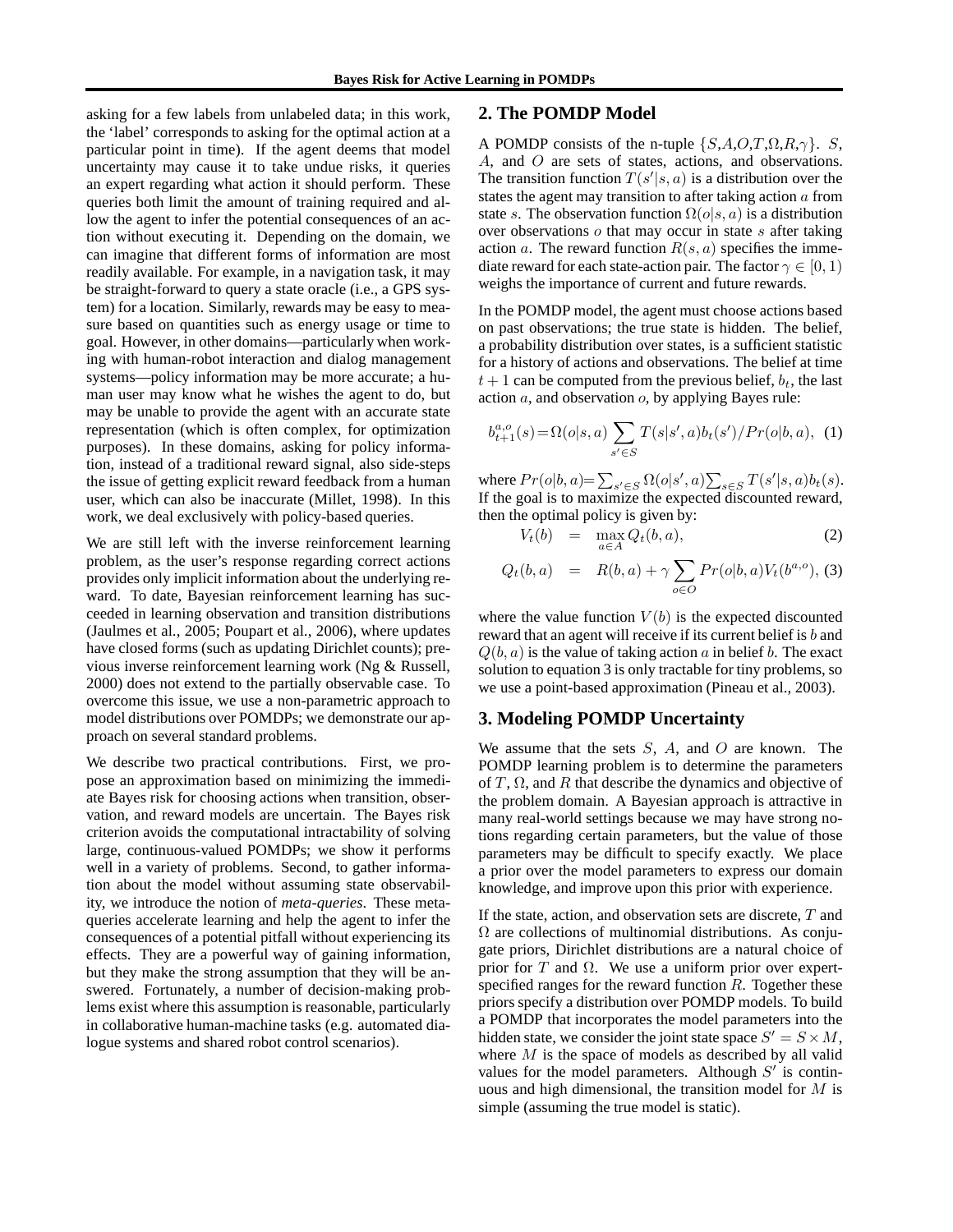asking for a few labels from unlabeled data; in this work, the 'label' corresponds to asking for the optimal action at a particular point in time). If the agent deems that model uncertainty may cause it to take undue risks, it queries an expert regarding what action it should perform. These queries both limit the amount of training required and allow the agent to infer the potential consequences of an action without executing it. Depending on the domain, we can imagine that different forms of information are most readily available. For example, in a navigation task, it may be straight-forward to query a state oracle (i.e., a GPS system) for a location. Similarly, rewards may be easy to measure based on quantities such as energy usage or time to goal. However, in other domains—particularly when working with human-robot interaction and dialog management systems—policy information may be more accurate; a human user may know what he wishes the agent to do, but may be unable to provide the agent with an accurate state representation (which is often complex, for optimization purposes). In these domains, asking for policy information, instead of a traditional reward signal, also side-steps the issue of getting explicit reward feedback from a human user, which can also be inaccurate (Millet, 1998). In this work, we deal exclusively with policy-based queries.

We are still left with the inverse reinforcement learning problem, as the user's response regarding correct actions provides only implicit information about the underlying reward. To date, Bayesian reinforcement learning has succeeded in learning observation and transition distributions (Jaulmes et al., 2005; Poupart et al., 2006), where updates have closed forms (such as updating Dirichlet counts); previous inverse reinforcement learning work (Ng & Russell, 2000) does not extend to the partially observable case. To overcome this issue, we use a non-parametric approach to model distributions over POMDPs; we demonstrate our approach on several standard problems.

We describe two practical contributions. First, we propose an approximation based on minimizing the immediate Bayes risk for choosing actions when transition, observation, and reward models are uncertain. The Bayes risk criterion avoids the computational intractability of solving large, continuous-valued POMDPs; we show it performs well in a variety of problems. Second, to gather information about the model without assuming state observability, we introduce the notion of *meta-queries*. These meta-queries accelerate learning and help the agent to infer the consequences of a potential pitfall without experiencing its effects. They are a powerful way of gaining information, but they make the strong assumption that they will be answered. Fortunately, a number of decision-making problems exist where this assumption is reasonable, particularly in collaborative human-machine tasks (e.g. automated dialogue systems and shared robot control scenarios).

## 2. The POMDP Model

A POMDP consists of the n-tuple $\{S,A,O,T,\Omega,R,\gamma\}$. $S$, $A$, and $O$ are sets of states, actions, and observations. The transition function $T(s'|s,a)$ is a distribution over the states the agent may transition to after taking action $a$ from state $s$. The observation function $\Omega(o|s,a)$ is a distribution over observations $o$ that may occur in state $s$ after taking action $a$. The reward function $R(s,a)$ specifies the immediate reward for each state-action pair. The factor $\gamma \in [0,1)$ weighs the importance of current and future rewards.

In the POMDP model, the agent must choose actions based on past observations; the true state is hidden. The belief, a probability distribution over states, is a sufficient statistic for a history of actions and observations. The belief at time $t+1$ can be computed from the previous belief, $b_t$, the last action $a$, and observation $o$, by applying Bayes rule:

$$b_{t+1}^{a,o}(s) = \Omega(o|s,a) \sum_{s' \in S} T(s|s',a) b_t(s') / Pr(o|b,a), \quad (1)$$

where $Pr(o|b,a) = \sum_{s' \in S} \Omega(o|s',a) \sum_{s \in S} T(s'|s,a) b_t(s)$. If the goal is to maximize the expected discounted reward, then the optimal policy is given by:

$$V_t(b) = \max_{a \in A} Q_t(b,a), \quad (2)$$

$$Q_t(b,a) = R(b,a) + \gamma \sum_{o \in O} Pr(o|b,a) V_t(b^{a,o}), \quad (3)$$

where the value function $V(b)$ is the expected discounted reward that an agent will receive if its current belief is $b$ and $Q(b,a)$ is the value of taking action $a$ in belief $b$. The exact solution to equation 3 is only tractable for tiny problems, so we use a point-based approximation (Pineau et al., 2003).

## 3. Modeling POMDP Uncertainty

We assume that the sets $S$, $A$, and $O$ are known. The POMDP learning problem is to determine the parameters of $T$, $\Omega$, and $R$ that describe the dynamics and objective of the problem domain. A Bayesian approach is attractive in many real-world settings because we may have strong notions regarding certain parameters, but the value of those parameters may be difficult to specify exactly. We place a prior over the model parameters to express our domain knowledge, and improve upon this prior with experience.

If the state, action, and observation sets are discrete, $T$ and $\Omega$ are collections of multinomial distributions. As conjugate priors, Dirichlet distributions are a natural choice of prior for $T$ and $\Omega$. We use a uniform prior over expert-specified ranges for the reward function $R$. Together these priors specify a distribution over POMDP models. To build a POMDP that incorporates the model parameters into the hidden state, we consider the joint state space $S' = S \times M$, where $M$ is the space of models as described by all valid values for the model parameters. Although $S'$ is continuous and high dimensional, the transition model for $M$ is simple (assuming the true model is static).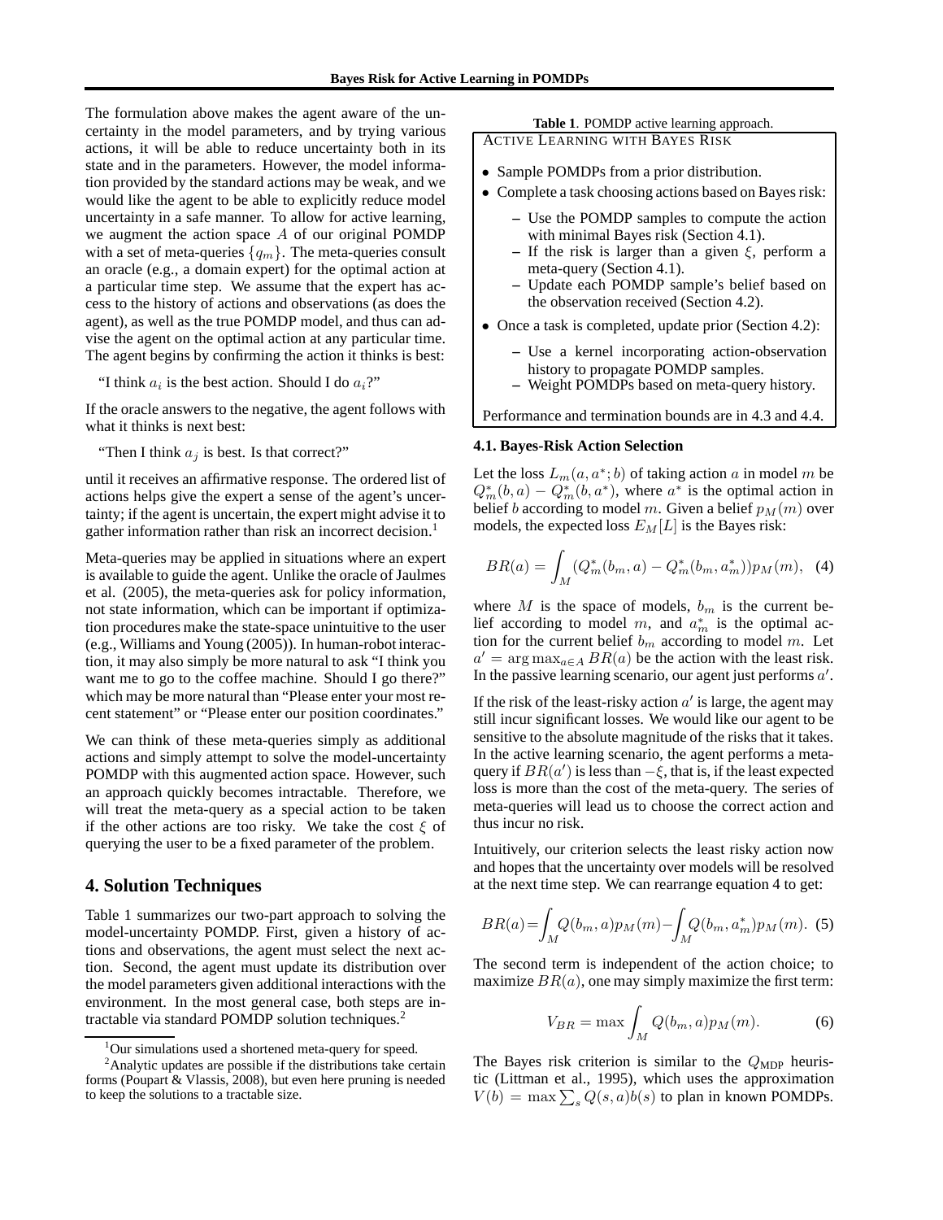The formulation above makes the agent aware of the uncertainty in the model parameters, and by trying various actions, it will be able to reduce uncertainty both in its state and in the parameters. However, the model information provided by the standard actions may be weak, and we would like the agent to be able to explicitly reduce model uncertainty in a safe manner. To allow for active learning, we augment the action space $A$ of our original POMDP with a set of meta-queries $\{q_m\}$. The meta-queries consult an oracle (e.g., a domain expert) for the optimal action at a particular time step. We assume that the expert has access to the history of actions and observations (as does the agent), as well as the true POMDP model, and thus can advise the agent on the optimal action at any particular time. The agent begins by confirming the action it thinks is best:

"I think $a_i$ is the best action. Should I do $a_i$?"

If the oracle answers to the negative, the agent follows with what it thinks is next best:

"Then I think $a_j$ is best. Is that correct?"

until it receives an affirmative response. The ordered list of actions helps give the expert a sense of the agent's uncertainty; if the agent is uncertain, the expert might advise it to gather information rather than risk an incorrect decision.[1]

Meta-queries may be applied in situations where an expert is available to guide the agent. Unlike the oracle of Jaulmes et al. (2005), the meta-queries ask for policy information, not state information, which can be important if optimization procedures make the state-space unintuitive to the user (e.g., Williams and Young (2005)). In human-robot interaction, it may also simply be more natural to ask "I think you want me to go to the coffee machine. Should I go there?" which may be more natural than "Please enter your most recent statement" or "Please enter our position coordinates."

We can think of these meta-queries simply as additional actions and simply attempt to solve the model-uncertainty POMDP with this augmented action space. However, such an approach quickly becomes intractable. Therefore, we will treat the meta-query as a special action to be taken if the other actions are too risky. We take the cost $\xi$ of querying the user to be a fixed parameter of the problem.

## 4. Solution Techniques

Table 1 summarizes our two-part approach to solving the model-uncertainty POMDP. First, given a history of actions and observations, the agent must select the next action. Second, the agent must update its distribution over the model parameters given additional interactions with the environment. In the most general case, both steps are intractable via standard POMDP solution techniques.[2]

[1] Our simulations used a shortened meta-query for speed.

[2] Analytic updates are possible if the distributions take certain forms (Poupart & Vlassis, 2008), but even here pruning is needed to keep the solutions to a tractable size.

**Table 1**. POMDP active learning approach.

ACTIVE LEARNING WITH BAYES RISK

- Sample POMDPs from a prior distribution.
- Complete a task choosing actions based on Bayes risk:
  - Use the POMDP samples to compute the action with minimal Bayes risk (Section 4.1).
  - If the risk is larger than a given $\xi$, perform a meta-query (Section 4.1).
  - Update each POMDP sample's belief based on the observation received (Section 4.2).
- Once a task is completed, update prior (Section 4.2):
  - Use a kernel incorporating action-observation history to propagate POMDP samples.
  - Weight POMDPs based on meta-query history.

Performance and termination bounds are in 4.3 and 4.4.

### 4.1. Bayes-Risk Action Selection

Let the loss $L_m(a, a^*; b)$ of taking action $a$ in model $m$ be $Q^*_m(b, a) - Q^*_m(b, a^*)$, where $a^*$ is the optimal action in belief $b$ according to model $m$. Given a belief $p_M(m)$ over models, the expected loss $E_M[L]$ is the Bayes risk:

$$BR(a) = \int_M (Q^*_m(b_m, a) - Q^*_m(b_m, a^*_m))p_M(m), \quad (4)$$

where $M$ is the space of models, $b_m$ is the current belief according to model $m$, and $a^*_m$ is the optimal action for the current belief $b_m$ according to model $m$. Let $a' = \arg\max_{a \in A} BR(a)$ be the action with the least risk. In the passive learning scenario, our agent just performs $a'$.

If the risk of the least-risky action $a'$ is large, the agent may still incur significant losses. We would like our agent to be sensitive to the absolute magnitude of the risks that it takes. In the active learning scenario, the agent performs a meta-query if $BR(a')$ is less than $-\xi$, that is, if the least expected loss is more than the cost of the meta-query. The series of meta-queries will lead us to choose the correct action and thus incur no risk.

Intuitively, our criterion selects the least risky action now and hopes that the uncertainty over models will be resolved at the next time step. We can rearrange equation 4 to get:

$$BR(a) = \int_M Q(b_m, a)p_M(m) - \int_M Q(b_m, a^*_m)p_M(m). \quad (5)$$

The second term is independent of the action choice; to maximize $BR(a)$, one may simply maximize the first term:

$$V_{BR} = \max \int_M Q(b_m, a)p_M(m). \quad (6)$$

The Bayes risk criterion is similar to the $Q_{\text{MDP}}$ heuristic (Littman et al., 1995), which uses the approximation $V(b) = \max \sum_s Q(s, a)b(s)$ to plan in known POMDPs.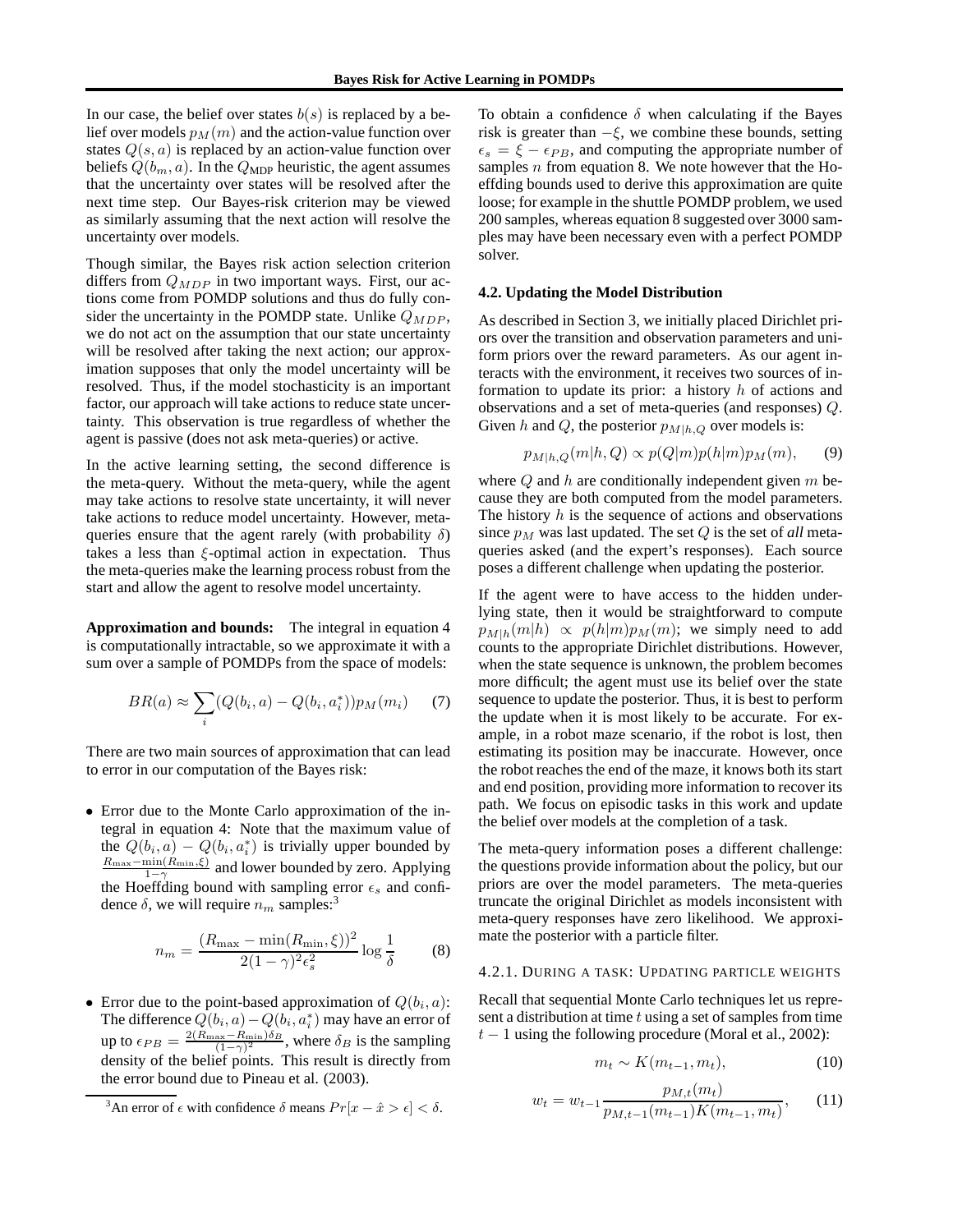In our case, the belief over states $b(s)$ is replaced by a belief over models $p_M(m)$ and the action-value function over states $Q(s,a)$ is replaced by an action-value function over beliefs $Q(b_m, a)$. In the $Q_{\text{MDP}}$ heuristic, the agent assumes that the uncertainty over states will be resolved after the next time step. Our Bayes-risk criterion may be viewed as similarly assuming that the next action will resolve the uncertainty over models.

Though similar, the Bayes risk action selection criterion differs from $Q_{MDP}$ in two important ways. First, our actions come from POMDP solutions and thus do fully consider the uncertainty in the POMDP state. Unlike $Q_{MDP}$, we do not act on the assumption that our state uncertainty will be resolved after taking the next action; our approximation supposes that only the model uncertainty will be resolved. Thus, if the model stochasticity is an important factor, our approach will take actions to reduce state uncertainty. This observation is true regardless of whether the agent is passive (does not ask meta-queries) or active.

In the active learning setting, the second difference is the meta-query. Without the meta-query, while the agent may take actions to resolve state uncertainty, it will never take actions to reduce model uncertainty. However, meta-queries ensure that the agent rarely (with probability $\delta$) takes a less than $\xi$-optimal action in expectation. Thus the meta-queries make the learning process robust from the start and allow the agent to resolve model uncertainty.

**Approximation and bounds:** The integral in equation 4 is computationally intractable, so we approximate it with a sum over a sample of POMDPs from the space of models:

$$BR(a) \approx \sum_i (Q(b_i, a) - Q(b_i, a_i^*)) p_M(m_i) \tag{7}$$

There are two main sources of approximation that can lead to error in our computation of the Bayes risk:

- Error due to the Monte Carlo approximation of the integral in equation 4: Note that the maximum value of the $Q(b_i, a) - Q(b_i, a_i^*)$ is trivially upper bounded by $\frac{R_{\max} - \min(R_{\min}, \xi)}{1-\gamma}$ and lower bounded by zero. Applying the Hoeffding bound with sampling error $\epsilon_s$ and confidence $\delta$, we will require $n_m$ samples:[3]

$$n_m = \frac{(R_{\max} - \min(R_{\min}, \xi))^2}{2(1-\gamma)^2 \epsilon_s^2} \log \frac{1}{\delta} \tag{8}$$

- Error due to the point-based approximation of $Q(b_i, a)$: The difference $Q(b_i, a) - Q(b_i, a_i^*)$ may have an error of up to $\epsilon_{PB} = \frac{2(R_{\max} - R_{\min})\delta_B}{(1-\gamma)^2}$, where $\delta_B$ is the sampling density of the belief points. This result is directly from the error bound due to Pineau et al. (2003).

[3] An error of $\epsilon$ with confidence $\delta$ means $Pr[x - \hat{x} > \epsilon] < \delta$.

To obtain a confidence $\delta$ when calculating if the Bayes risk is greater than $-\xi$, we combine these bounds, setting $\epsilon_s = \xi - \epsilon_{PB}$, and computing the appropriate number of samples $n$ from equation 8. We note however that the Hoeffding bounds used to derive this approximation are quite loose; for example in the shuttle POMDP problem, we used 200 samples, whereas equation 8 suggested over 3000 samples may have been necessary even with a perfect POMDP solver.

### 4.2. Updating the Model Distribution

As described in Section 3, we initially placed Dirichlet priors over the transition and observation parameters and uniform priors over the reward parameters. As our agent interacts with the environment, it receives two sources of information to update its prior: a history $h$ of actions and observations and a set of meta-queries (and responses) $Q$. Given $h$ and $Q$, the posterior $p_{M|h,Q}$ over models is:

$$p_{M|h,Q}(m|h, Q) \propto p(Q|m) p(h|m) p_M(m), \tag{9}$$

where $Q$ and $h$ are conditionally independent given $m$ because they are both computed from the model parameters. The history $h$ is the sequence of actions and observations since $p_M$ was last updated. The set $Q$ is the set of *all* meta-queries asked (and the expert's responses). Each source poses a different challenge when updating the posterior.

If the agent were to have access to the hidden underlying state, then it would be straightforward to compute $p_{M|h}(m|h) \propto p(h|m)p_M(m)$; we simply need to add counts to the appropriate Dirichlet distributions. However, when the state sequence is unknown, the problem becomes more difficult; the agent must use its belief over the state sequence to update the posterior. Thus, it is best to perform the update when it is most likely to be accurate. For example, in a robot maze scenario, if the robot is lost, then estimating its position may be inaccurate. However, once the robot reaches the end of the maze, it knows both its start and end position, providing more information to recover its path. We focus on episodic tasks in this work and update the belief over models at the completion of a task.

The meta-query information poses a different challenge: the questions provide information about the policy, but our priors are over the model parameters. The meta-queries truncate the original Dirichlet as models inconsistent with meta-query responses have zero likelihood. We approximate the posterior with a particle filter.

#### 4.2.1. During a task: Updating particle weights

Recall that sequential Monte Carlo techniques let us represent a distribution at time $t$ using a set of samples from time $t-1$ using the following procedure (Moral et al., 2002):

$$m_t \sim K(m_{t-1}, m_t), \tag{10}$$

$$w_t = w_{t-1} \frac{p_{M,t}(m_t)}{p_{M,t-1}(m_{t-1}) K(m_{t-1}, m_t)}, \tag{11}$$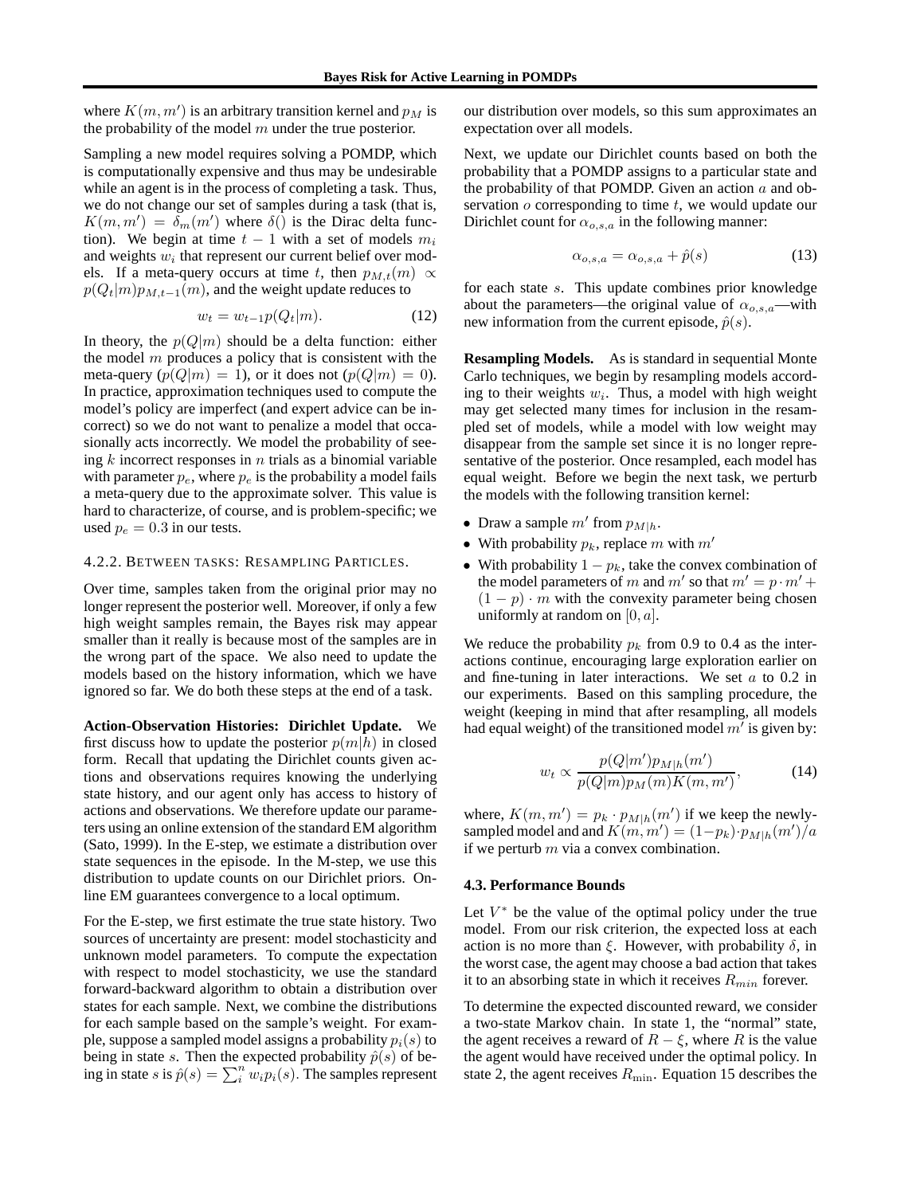where $K(m, m')$ is an arbitrary transition kernel and $p_M$ is the probability of the model $m$ under the true posterior.

Sampling a new model requires solving a POMDP, which is computationally expensive and thus may be undesirable while an agent is in the process of completing a task. Thus, we do not change our set of samples during a task (that is, $K(m, m') = \delta_m(m')$ where $\delta()$ is the Dirac delta function). We begin at time $t-1$ with a set of models $m_i$ and weights $w_i$ that represent our current belief over models. If a meta-query occurs at time $t$, then $p_{M,t}(m) \propto p(Q_t|m)p_{M,t-1}(m)$, and the weight update reduces to

$$w_t = w_{t-1}p(Q_t|m). \tag{12}$$

In theory, the $p(Q|m)$ should be a delta function: either the model $m$ produces a policy that is consistent with the meta-query ($p(Q|m) = 1$), or it does not ($p(Q|m) = 0$). In practice, approximation techniques used to compute the model's policy are imperfect (and expert advice can be incorrect) so we do not want to penalize a model that occasionally acts incorrectly. We model the probability of seeing $k$ incorrect responses in $n$ trials as a binomial variable with parameter $p_e$, where $p_e$ is the probability a model fails a meta-query due to the approximate solver. This value is hard to characterize, of course, and is problem-specific; we used $p_e = 0.3$ in our tests.

#### 4.2.2. Between tasks: Resampling Particles.

Over time, samples taken from the original prior may no longer represent the posterior well. Moreover, if only a few high weight samples remain, the Bayes risk may appear smaller than it really is because most of the samples are in the wrong part of the space. We also need to update the models based on the history information, which we have ignored so far. We do both these steps at the end of a task.

**Action-Observation Histories: Dirichlet Update.** We first discuss how to update the posterior $p(m|h)$ in closed form. Recall that updating the Dirichlet counts given actions and observations requires knowing the underlying state history, and our agent only has access to history of actions and observations. We therefore update our parameters using an online extension of the standard EM algorithm (Sato, 1999). In the E-step, we estimate a distribution over state sequences in the episode. In the M-step, we use this distribution to update counts on our Dirichlet priors. Online EM guarantees convergence to a local optimum.

For the E-step, we first estimate the true state history. Two sources of uncertainty are present: model stochasticity and unknown model parameters. To compute the expectation with respect to model stochasticity, we use the standard forward-backward algorithm to obtain a distribution over states for each sample. Next, we combine the distributions for each sample based on the sample's weight. For example, suppose a sampled model assigns a probability $p_i(s)$ to being in state $s$. Then the expected probability $\hat{p}(s)$ of being in state $s$ is $\hat{p}(s) = \sum_i^n w_i p_i(s)$. The samples represent our distribution over models, so this sum approximates an expectation over all models.

Next, we update our Dirichlet counts based on both the probability that a POMDP assigns to a particular state and the probability of that POMDP. Given an action $a$ and observation $o$ corresponding to time $t$, we would update our Dirichlet count for $\alpha_{o,s,a}$ in the following manner:

$$\alpha_{o,s,a} = \alpha_{o,s,a} + \hat{p}(s) \tag{13}$$

for each state $s$. This update combines prior knowledge about the parameters—the original value of $\alpha_{o,s,a}$—with new information from the current episode, $\hat{p}(s)$.

**Resampling Models.** As is standard in sequential Monte Carlo techniques, we begin by resampling models according to their weights $w_i$. Thus, a model with high weight may get selected many times for inclusion in the resampled set of models, while a model with low weight may disappear from the sample set since it is no longer representative of the posterior. Once resampled, each model has equal weight. Before we begin the next task, we perturb the models with the following transition kernel:

- Draw a sample $m'$ from $p_{M|h}$.
- With probability $p_k$, replace $m$ with $m'$
- With probability $1 - p_k$, take the convex combination of the model parameters of $m$ and $m'$ so that $m' = p \cdot m' + (1-p) \cdot m$ with the convexity parameter being chosen uniformly at random on $[0, a]$.

We reduce the probability $p_k$ from 0.9 to 0.4 as the interactions continue, encouraging large exploration earlier on and fine-tuning in later interactions. We set $a$ to 0.2 in our experiments. Based on this sampling procedure, the weight (keeping in mind that after resampling, all models had equal weight) of the transitioned model $m'$ is given by:

$$w_t \propto \frac{p(Q|m')p_{M|h}(m')}{p(Q|m)p_M(m)K(m, m')}, \tag{14}$$

where, $K(m, m') = p_k \cdot p_{M|h}(m')$ if we keep the newly-sampled model and and $K(m, m') = (1-p_k) \cdot p_{M|h}(m')/a$ if we perturb $m$ via a convex combination.

### 4.3. Performance Bounds

Let $V^*$ be the value of the optimal policy under the true model. From our risk criterion, the expected loss at each action is no more than $\xi$. However, with probability $\delta$, in the worst case, the agent may choose a bad action that takes it to an absorbing state in which it receives $R_{min}$ forever.

To determine the expected discounted reward, we consider a two-state Markov chain. In state 1, the "normal" state, the agent receives a reward of $R - \xi$, where $R$ is the value the agent would have received under the optimal policy. In state 2, the agent receives $R_{\min}$. Equation 15 describes the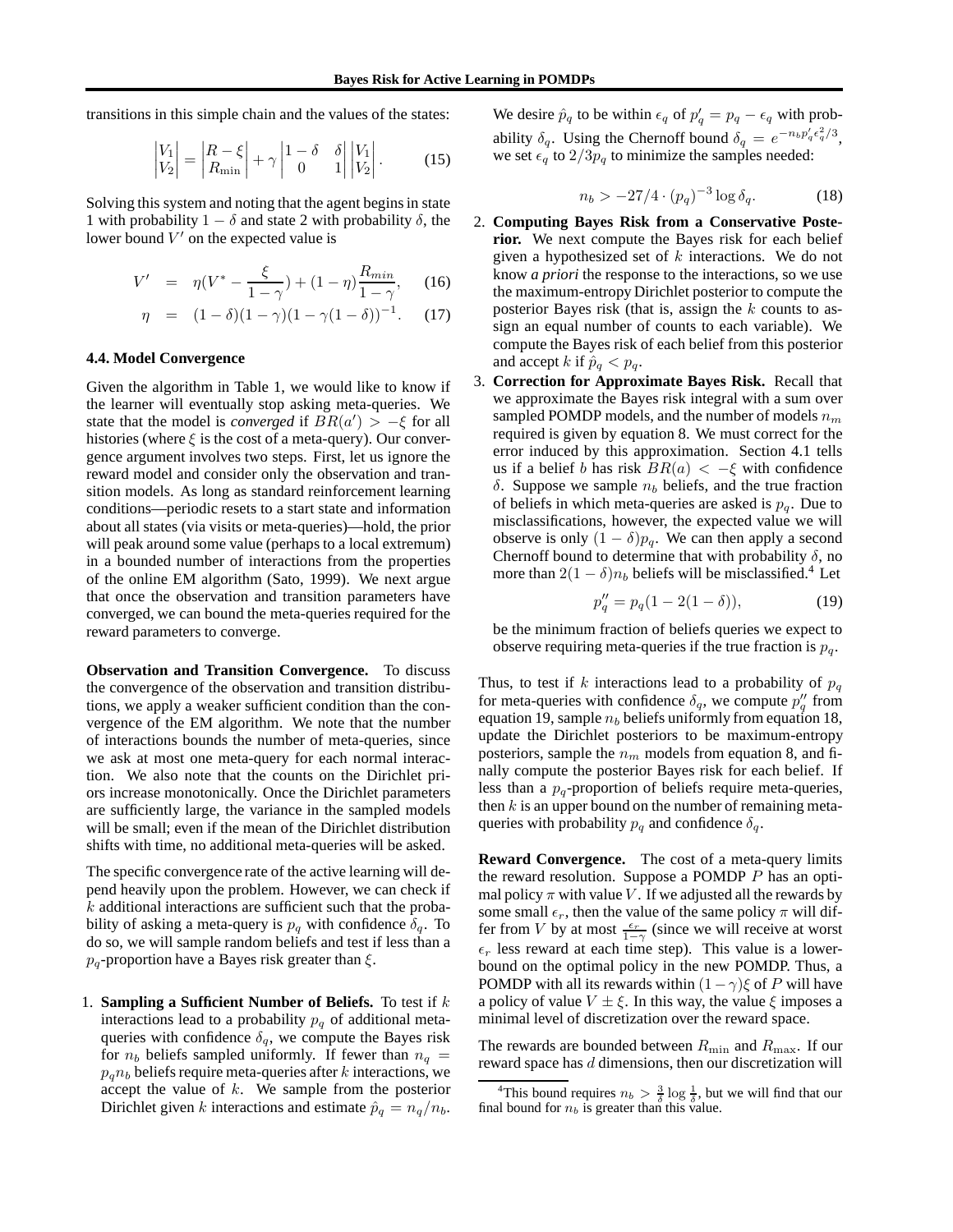transitions in this simple chain and the values of the states:

$$\begin{vmatrix} V_1 \\ V_2 \end{vmatrix} = \begin{vmatrix} R - \xi \\ R_{\min} \end{vmatrix} + \gamma \begin{vmatrix} 1-\delta & \delta \\ 0 & 1 \end{vmatrix} \begin{vmatrix} V_1 \\ V_2 \end{vmatrix}. \tag{15}$$

Solving this system and noting that the agent begins in state 1 with probability $1 - \delta$ and state 2 with probability $\delta$, the lower bound $V'$ on the expected value is

$$V' = \eta(V^* - \frac{\xi}{1-\gamma}) + (1-\eta)\frac{R_{min}}{1-\gamma}, \tag{16}$$

$$\eta = (1-\delta)(1-\gamma)(1-\gamma(1-\delta))^{-1}. \tag{17}$$

### 4.4. Model Convergence

Given the algorithm in Table 1, we would like to know if the learner will eventually stop asking meta-queries. We state that the model is *converged* if $BR(a') > -\xi$ for all histories (where $\xi$ is the cost of a meta-query). Our convergence argument involves two steps. First, let us ignore the reward model and consider only the observation and transition models. As long as standard reinforcement learning conditions—periodic resets to a start state and information about all states (via visits or meta-queries)—hold, the prior will peak around some value (perhaps to a local extremum) in a bounded number of interactions from the properties of the online EM algorithm (Sato, 1999). We next argue that once the observation and transition parameters have converged, we can bound the meta-queries required for the reward parameters to converge.

**Observation and Transition Convergence.** To discuss the convergence of the observation and transition distributions, we apply a weaker sufficient condition than the convergence of the EM algorithm. We note that the number of interactions bounds the number of meta-queries, since we ask at most one meta-query for each normal interaction. We also note that the counts on the Dirichlet priors increase monotonically. Once the Dirichlet parameters are sufficiently large, the variance in the sampled models will be small; even if the mean of the Dirichlet distribution shifts with time, no additional meta-queries will be asked.

The specific convergence rate of the active learning will depend heavily upon the problem. However, we can check if $k$ additional interactions are sufficient such that the probability of asking a meta-query is $p_q$ with confidence $\delta_q$. To do so, we will sample random beliefs and test if less than a $p_q$-proportion have a Bayes risk greater than $\xi$.

1. **Sampling a Sufficient Number of Beliefs.** To test if $k$ interactions lead to a probability $p_q$ of additional meta-queries with confidence $\delta_q$, we compute the Bayes risk for $n_b$ beliefs sampled uniformly. If fewer than $n_q = p_q n_b$ beliefs require meta-queries after $k$ interactions, we accept the value of $k$. We sample from the posterior Dirichlet given $k$ interactions and estimate $\hat{p}_q = n_q/n_b$.

   We desire $\hat{p}_q$ to be within $\epsilon_q$ of $p'_q = p_q - \epsilon_q$ with probability $\delta_q$. Using the Chernoff bound $\delta_q = e^{-n_b p'_q \epsilon_q^2/3}$, we set $\epsilon_q$ to $2/3 p_q$ to minimize the samples needed:

$$n_b > -27/4 \cdot (p_q)^{-3} \log \delta_q. \tag{18}$$

2. **Computing Bayes Risk from a Conservative Posterior.** We next compute the Bayes risk for each belief given a hypothesized set of $k$ interactions. We do not know *a priori* the response to the interactions, so we use the maximum-entropy Dirichlet posterior to compute the posterior Bayes risk (that is, assign the $k$ counts to assign an equal number of counts to each variable). We compute the Bayes risk of each belief from this posterior and accept $k$ if $\hat{p}_q < p_q$.

3. **Correction for Approximate Bayes Risk.** Recall that we approximate the Bayes risk integral with a sum over sampled POMDP models, and the number of models $n_m$ required is given by equation 8. We must correct for the error induced by this approximation. Section 4.1 tells us if a belief $b$ has risk $BR(a) < -\xi$ with confidence $\delta$. Suppose we sample $n_b$ beliefs, and the true fraction of beliefs in which meta-queries are asked is $p_q$. Due to misclassifications, however, the expected value we will observe is only $(1-\delta)p_q$. We can then apply a second Chernoff bound to determine that with probability $\delta$, no more than $2(1-\delta)n_b$ beliefs will be misclassified.[4] Let

$$p''_q = p_q(1 - 2(1-\delta)), \tag{19}$$

   be the minimum fraction of beliefs queries we expect to observe requiring meta-queries if the true fraction is $p_q$.

Thus, to test if $k$ interactions lead to a probability of $p_q$ for meta-queries with confidence $\delta_q$, we compute $p''_q$ from equation 19, sample $n_b$ beliefs uniformly from equation 18, update the Dirichlet posteriors to be maximum-entropy posteriors, sample the $n_m$ models from equation 8, and finally compute the posterior Bayes risk for each belief. If less than a $p_q$-proportion of beliefs require meta-queries, then $k$ is an upper bound on the number of remaining meta-queries with probability $p_q$ and confidence $\delta_q$.

**Reward Convergence.** The cost of a meta-query limits the reward resolution. Suppose a POMDP $P$ has an optimal policy $\pi$ with value $V$. If we adjusted all the rewards by some small $\epsilon_r$, then the value of the same policy $\pi$ will differ from $V$ by at most $\frac{\epsilon_r}{1-\gamma}$ (since we will receive at worst $\epsilon_r$ less reward at each time step). This value is a lower-bound on the optimal policy in the new POMDP. Thus, a POMDP with all its rewards within $(1-\gamma)\xi$ of $P$ will have a policy of value $V \pm \xi$. In this way, the value $\xi$ imposes a minimal level of discretization over the reward space.

The rewards are bounded between $R_{\min}$ and $R_{\max}$. If our reward space has $d$ dimensions, then our discretization will

[4] This bound requires $n_b > \frac{3}{\delta} \log \frac{1}{\delta}$, but we will find that our final bound for $n_b$ is greater than this value.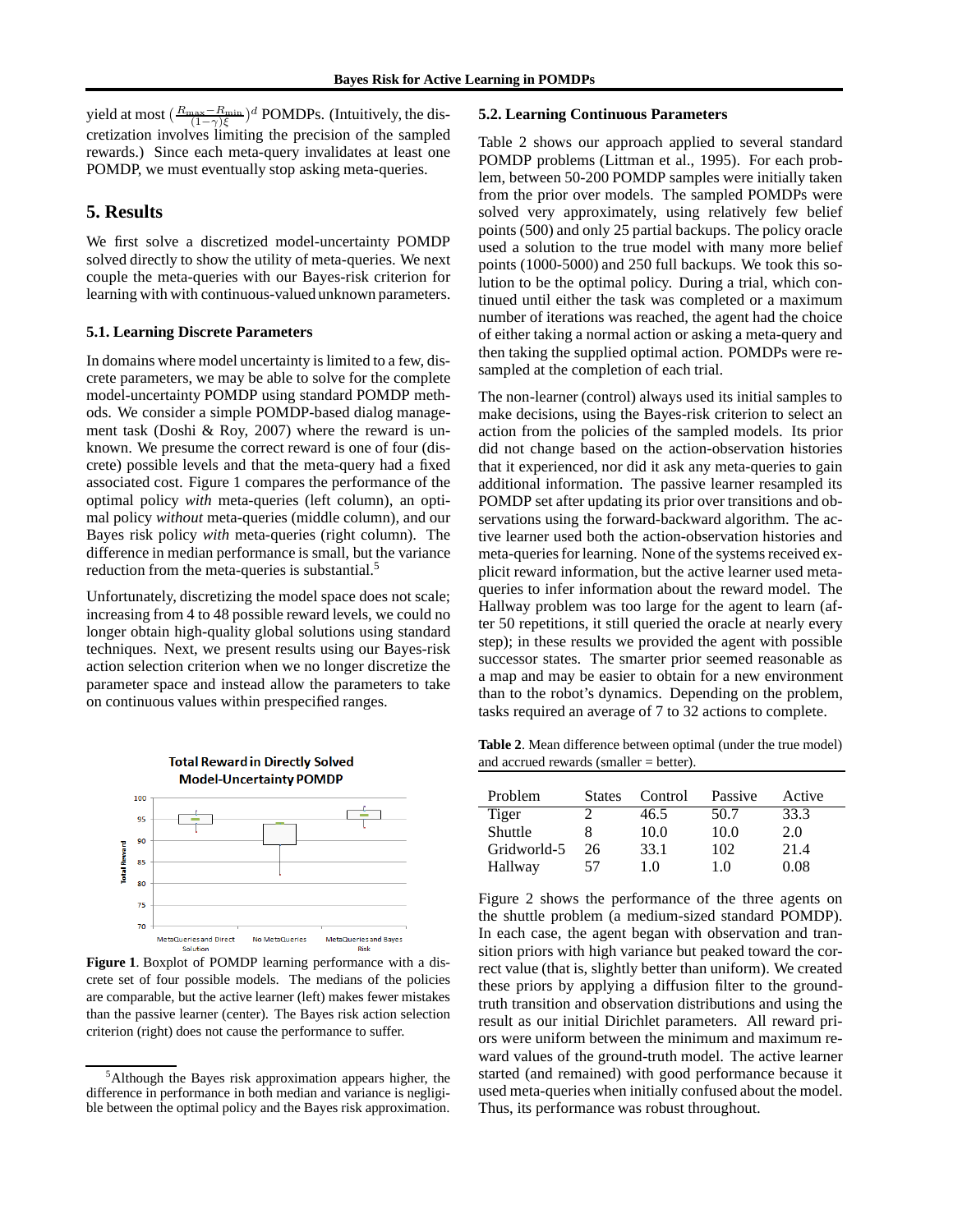yield at most $(\frac{R_{\max}-R_{\min}}{(1-\gamma)\xi})^d$ POMDPs. (Intuitively, the discretization involves limiting the precision of the sampled rewards.) Since each meta-query invalidates at least one POMDP, we must eventually stop asking meta-queries.

## 5. Results

We first solve a discretized model-uncertainty POMDP solved directly to show the utility of meta-queries. We next couple the meta-queries with our Bayes-risk criterion for learning with with continuous-valued unknown parameters.

### 5.1. Learning Discrete Parameters

In domains where model uncertainty is limited to a few, discrete parameters, we may be able to solve for the complete model-uncertainty POMDP using standard POMDP methods. We consider a simple POMDP-based dialog management task (Doshi & Roy, 2007) where the reward is unknown. We presume the correct reward is one of four (discrete) possible levels and that the meta-query had a fixed associated cost. Figure 1 compares the performance of the optimal policy *with* meta-queries (left column), an optimal policy *without* meta-queries (middle column), and our Bayes risk policy *with* meta-queries (right column). The difference in median performance is small, but the variance reduction from the meta-queries is substantial.[5]

Unfortunately, discretizing the model space does not scale; increasing from 4 to 48 possible reward levels, we could no longer obtain high-quality global solutions using standard techniques. Next, we present results using our Bayes-risk action selection criterion when we no longer discretize the parameter space and instead allow the parameters to take on continuous values within prespecified ranges.

**Figure 1**. Boxplot of POMDP learning performance with a discrete set of four possible models. The medians of the policies are comparable, but the active learner (left) makes fewer mistakes than the passive learner (center). The Bayes risk action selection criterion (right) does not cause the performance to suffer.

[5] Although the Bayes risk approximation appears higher, the difference in performance in both median and variance is negligible between the optimal policy and the Bayes risk approximation.

### 5.2. Learning Continuous Parameters

Table 2 shows our approach applied to several standard POMDP problems (Littman et al., 1995). For each problem, between 50-200 POMDP samples were initially taken from the prior over models. The sampled POMDPs were solved very approximately, using relatively few belief points (500) and only 25 partial backups. The policy oracle used a solution to the true model with many more belief points (1000-5000) and 250 full backups. We took this solution to be the optimal policy. During a trial, which continued until either the task was completed or a maximum number of iterations was reached, the agent had the choice of either taking a normal action or asking a meta-query and then taking the supplied optimal action. POMDPs were resampled at the completion of each trial.

The non-learner (control) always used its initial samples to make decisions, using the Bayes-risk criterion to select an action from the policies of the sampled models. Its prior did not change based on the action-observation histories that it experienced, nor did it ask any meta-queries to gain additional information. The passive learner resampled its POMDP set after updating its prior over transitions and observations using the forward-backward algorithm. The active learner used both the action-observation histories and meta-queries for learning. None of the systems received explicit reward information, but the active learner used meta-queries to infer information about the reward model. The Hallway problem was too large for the agent to learn (after 50 repetitions, it still queried the oracle at nearly every step); in these results we provided the agent with possible successor states. The smarter prior seemed reasonable as a map and may be easier to obtain for a new environment than to the robot's dynamics. Depending on the problem, tasks required an average of 7 to 32 actions to complete.

**Table 2**. Mean difference between optimal (under the true model) and accrued rewards (smaller = better).

| Problem | States | Control | Passive | Active |
|---|---|---|---|---|
| Tiger | 2 | 46.5 | 50.7 | 33.3 |
| Shuttle | 8 | 10.0 | 10.0 | 2.0 |
| Gridworld-5 | 26 | 33.1 | 102 | 21.4 |
| Hallway | 57 | 1.0 | 1.0 | 0.08 |

Figure 2 shows the performance of the three agents on the shuttle problem (a medium-sized standard POMDP). In each case, the agent began with observation and transition priors with high variance but peaked toward the correct value (that is, slightly better than uniform). We created these priors by applying a diffusion filter to the ground-truth transition and observation distributions and using the result as our initial Dirichlet parameters. All reward priors were uniform between the minimum and maximum reward values of the ground-truth model. The active learner started (and remained) with good performance because it used meta-queries when initially confused about the model. Thus, its performance was robust throughout.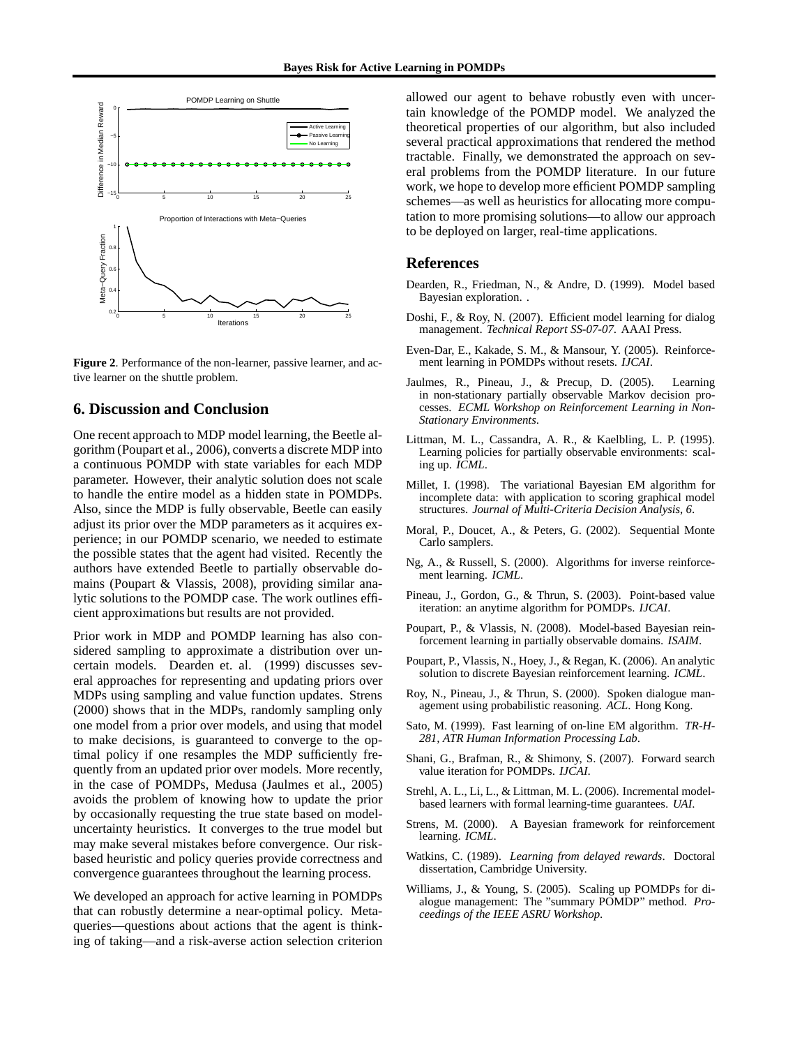POMDP Learning on Shuttle

Difference in Median Reward

0

−5

−10

−15

0 5 10 15 20 25

Active Learning

Passive Learning

No Learning

Proportion of Interactions with Meta−Queries

Meta−Query Fraction

1

0.8

0.6

0.4

0.2

0 5 10 15 20 25

Iterations

**Figure 2**. Performance of the non-learner, passive learner, and active learner on the shuttle problem.

## 6. Discussion and Conclusion

One recent approach to MDP model learning, the Beetle algorithm (Poupart et al., 2006), converts a discrete MDP into a continuous POMDP with state variables for each MDP parameter. However, their analytic solution does not scale to handle the entire model as a hidden state in POMDPs. Also, since the MDP is fully observable, Beetle can easily adjust its prior over the MDP parameters as it acquires experience; in our POMDP scenario, we needed to estimate the possible states that the agent had visited. Recently the authors have extended Beetle to partially observable domains (Poupart & Vlassis, 2008), providing similar analytic solutions to the POMDP case. The work outlines efficient approximations but results are not provided.

Prior work in MDP and POMDP learning has also considered sampling to approximate a distribution over uncertain models. Dearden et. al. (1999) discusses several approaches for representing and updating priors over MDPs using sampling and value function updates. Strens (2000) shows that in the MDPs, randomly sampling only one model from a prior over models, and using that model to make decisions, is guaranteed to converge to the optimal policy if one resamples the MDP sufficiently frequently from an updated prior over models. More recently, in the case of POMDPs, Medusa (Jaulmes et al., 2005) avoids the problem of knowing how to update the prior by occasionally requesting the true state based on model-uncertainty heuristics. It converges to the true model but may make several mistakes before convergence. Our risk-based heuristic and policy queries provide correctness and convergence guarantees throughout the learning process.

We developed an approach for active learning in POMDPs that can robustly determine a near-optimal policy. Meta-queries—questions about actions that the agent is thinking of taking—and a risk-averse action selection criterion allowed our agent to behave robustly even with uncertain knowledge of the POMDP model. We analyzed the theoretical properties of our algorithm, but also included several practical approximations that rendered the method tractable. Finally, we demonstrated the approach on several problems from the POMDP literature. In our future work, we hope to develop more efficient POMDP sampling schemes—as well as heuristics for allocating more computation to more promising solutions—to allow our approach to be deployed on larger, real-time applications.

## References

Dearden, R., Friedman, N., & Andre, D. (1999). Model based Bayesian exploration. .

Doshi, F., & Roy, N. (2007). Efficient model learning for dialog management. *Technical Report SS-07-07*. AAAI Press.

Even-Dar, E., Kakade, S. M., & Mansour, Y. (2005). Reinforcement learning in POMDPs without resets. *IJCAI*.

Jaulmes, R., Pineau, J., & Precup, D. (2005). Learning in non-stationary partially observable Markov decision processes. *ECML Workshop on Reinforcement Learning in Non-Stationary Environments*.

Littman, M. L., Cassandra, A. R., & Kaelbling, L. P. (1995). Learning policies for partially observable environments: scaling up. *ICML*.

Millet, I. (1998). The variational Bayesian EM algorithm for incomplete data: with application to scoring graphical model structures. *Journal of Multi-Criteria Decision Analysis*, *6*.

Moral, P., Doucet, A., & Peters, G. (2002). Sequential Monte Carlo samplers.

Ng, A., & Russell, S. (2000). Algorithms for inverse reinforcement learning. *ICML*.

Pineau, J., Gordon, G., & Thrun, S. (2003). Point-based value iteration: an anytime algorithm for POMDPs. *IJCAI*.

Poupart, P., & Vlassis, N. (2008). Model-based Bayesian reinforcement learning in partially observable domains. *ISAIM*.

Poupart, P., Vlassis, N., Hoey, J., & Regan, K. (2006). An analytic solution to discrete Bayesian reinforcement learning. *ICML*.

Roy, N., Pineau, J., & Thrun, S. (2000). Spoken dialogue management using probabilistic reasoning. *ACL*. Hong Kong.

Sato, M. (1999). Fast learning of on-line EM algorithm. *TR-H-281, ATR Human Information Processing Lab*.

Shani, G., Brafman, R., & Shimony, S. (2007). Forward search value iteration for POMDPs. *IJCAI*.

Strehl, A. L., Li, L., & Littman, M. L. (2006). Incremental model-based learners with formal learning-time guarantees. *UAI*.

Strens, M. (2000). A Bayesian framework for reinforcement learning. *ICML*.

Watkins, C. (1989). *Learning from delayed rewards*. Doctoral dissertation, Cambridge University.

Williams, J., & Young, S. (2005). Scaling up POMDPs for dialogue management: The "summary POMDP" method. *Proceedings of the IEEE ASRU Workshop*.